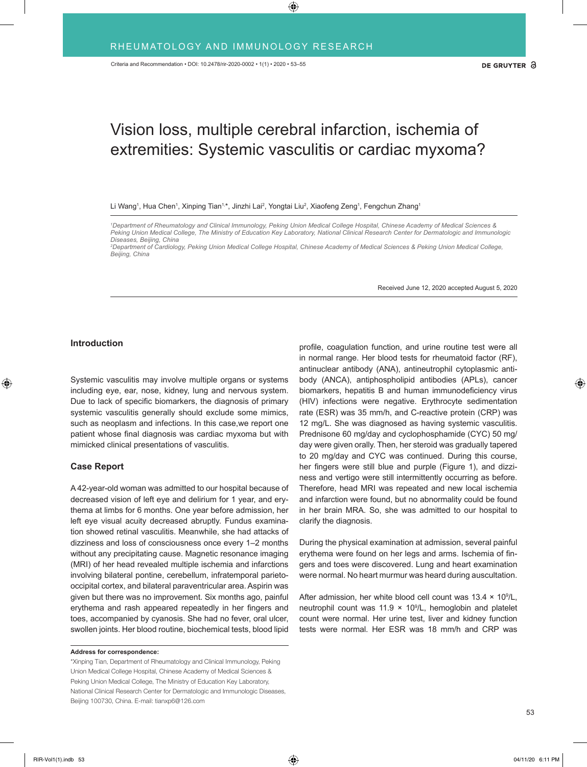# Vision loss, multiple cerebral infarction, ischemia of extremities: Systemic vasculitis or cardiac myxoma?

Li Wang[1], Hua Chen[1], Xinping Tian[1,*], Jinzhi Lai[2], Yongtai Liu[2], Xiaofeng Zeng[1], Fengchun Zhang[1]

[1]*Department of Rheumatology and Clinical Immunology, Peking Union Medical College Hospital, Chinese Academy of Medical Sciences & Peking Union Medical College, The Ministry of Education Key Laboratory, National Clinical Research Center for Dermatologic and Immunologic Diseases, Beijing, China*

[2]*Department of Cardiology, Peking Union Medical College Hospital, Chinese Academy of Medical Sciences & Peking Union Medical College, Beijing, China*

Received June 12, 2020 accepted August 5, 2020

## Introduction

Systemic vasculitis may involve multiple organs or systems including eye, ear, nose, kidney, lung and nervous system. Due to lack of specific biomarkers, the diagnosis of primary systemic vasculitis generally should exclude some mimics, such as neoplasm and infections. In this case,we report one patient whose final diagnosis was cardiac myxoma but with mimicked clinical presentations of vasculitis.

## Case Report

A 42-year-old woman was admitted to our hospital because of decreased vision of left eye and delirium for 1 year, and erythema at limbs for 6 months. One year before admission, her left eye visual acuity decreased abruptly. Fundus examination showed retinal vasculitis. Meanwhile, she had attacks of dizziness and loss of consciousness once every 1–2 months without any precipitating cause. Magnetic resonance imaging (MRI) of her head revealed multiple ischemia and infarctions involving bilateral pontine, cerebellum, infratemporal parieto-occipital cortex, and bilateral paraventricular area. Aspirin was given but there was no improvement. Six months ago, painful erythema and rash appeared repeatedly in her fingers and toes, accompanied by cyanosis. She had no fever, oral ulcer, swollen joints. Her blood routine, biochemical tests, blood lipid profile, coagulation function, and urine routine test were all in normal range. Her blood tests for rheumatoid factor (RF), antinuclear antibody (ANA), antineutrophil cytoplasmic antibody (ANCA), antiphospholipid antibodies (APLs), cancer biomarkers, hepatitis B and human immunodeficiency virus (HIV) infections were negative. Erythrocyte sedimentation rate (ESR) was 35 mm/h, and C-reactive protein (CRP) was 12 mg/L. She was diagnosed as having systemic vasculitis. Prednisone 60 mg/day and cyclophosphamide (CYC) 50 mg/day were given orally. Then, her steroid was gradually tapered to 20 mg/day and CYC was continued. During this course, her fingers were still blue and purple (Figure 1), and dizziness and vertigo were still intermittently occurring as before. Therefore, head MRI was repeated and new local ischemia and infarction were found, but no abnormality could be found in her brain MRA. So, she was admitted to our hospital to clarify the diagnosis.

During the physical examination at admission, several painful erythema were found on her legs and arms. Ischemia of fingers and toes were discovered. Lung and heart examination were normal. No heart murmur was heard during auscultation.

After admission, her white blood cell count was $13.4 \times 10^9$/L, neutrophil count was $11.9 \times 10^9$/L, hemoglobin and platelet count were normal. Her urine test, liver and kidney function tests were normal. Her ESR was 18 mm/h and CRP was

**Address for correspondence:**

*Xinping Tian, Department of Rheumatology and Clinical Immunology, Peking Union Medical College Hospital, Chinese Academy of Medical Sciences & Peking Union Medical College, The Ministry of Education Key Laboratory, National Clinical Research Center for Dermatologic and Immunologic Diseases, Beijing 100730, China. E-mail: tianxp6@126.com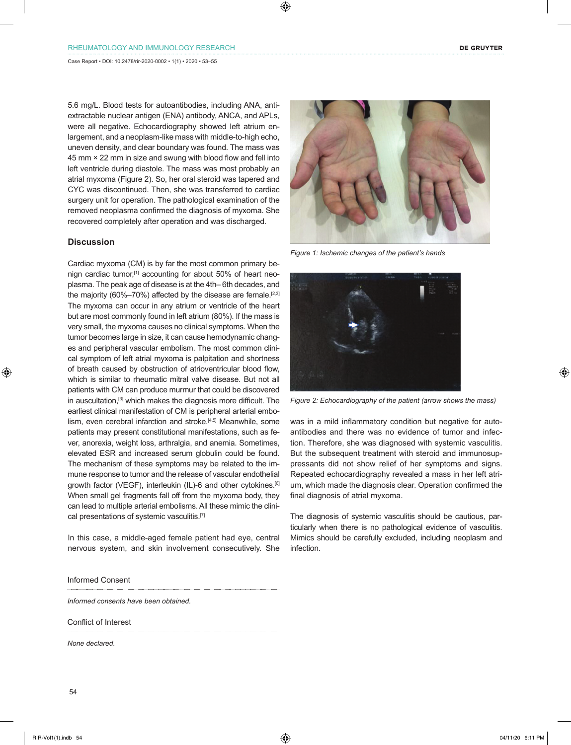5.6 mg/L. Blood tests for autoantibodies, including ANA, anti-extractable nuclear antigen (ENA) antibody, ANCA, and APLs, were all negative. Echocardiography showed left atrium enlargement, and a neoplasm-like mass with middle-to-high echo, uneven density, and clear boundary was found. The mass was 45 mm × 22 mm in size and swung with blood flow and fell into left ventricle during diastole. The mass was most probably an atrial myxoma (Figure 2). So, her oral steroid was tapered and CYC was discontinued. Then, she was transferred to cardiac surgery unit for operation. The pathological examination of the removed neoplasma confirmed the diagnosis of myxoma. She recovered completely after operation and was discharged.

Figure 1: Ischemic changes of the patient's hands

Figure 2: Echocardiography of the patient (arrow shows the mass)

## Discussion

Cardiac myxoma (CM) is by far the most common primary benign cardiac tumor,[1] accounting for about 50% of heart neoplasma. The peak age of disease is at the 4th– 6th decades, and the majority (60%–70%) affected by the disease are female.[2,3] The myxoma can occur in any atrium or ventricle of the heart but are most commonly found in left atrium (80%). If the mass is very small, the myxoma causes no clinical symptoms. When the tumor becomes large in size, it can cause hemodynamic changes and peripheral vascular embolism. The most common clinical symptom of left atrial myxoma is palpitation and shortness of breath caused by obstruction of atrioventricular blood flow, which is similar to rheumatic mitral valve disease. But not all patients with CM can produce murmur that could be discovered in auscultation,[3] which makes the diagnosis more difficult. The earliest clinical manifestation of CM is peripheral arterial embolism, even cerebral infarction and stroke.[4,5] Meanwhile, some patients may present constitutional manifestations, such as fever, anorexia, weight loss, arthralgia, and anemia. Sometimes, elevated ESR and increased serum globulin could be found. The mechanism of these symptoms may be related to the immune response to tumor and the release of vascular endothelial growth factor (VEGF), interleukin (IL)-6 and other cytokines.[6] When small gel fragments fall off from the myxoma body, they can lead to multiple arterial embolisms. All these mimic the clinical presentations of systemic vasculitis.[7]

In this case, a middle-aged female patient had eye, central nervous system, and skin involvement consecutively. She was in a mild inflammatory condition but negative for autoantibodies and there was no evidence of tumor and infection. Therefore, she was diagnosed with systemic vasculitis. But the subsequent treatment with steroid and immunosuppressants did not show relief of her symptoms and signs. Repeated echocardiography revealed a mass in her left atrium, which made the diagnosis clear. Operation confirmed the final diagnosis of atrial myxoma.

The diagnosis of systemic vasculitis should be cautious, particularly when there is no pathological evidence of vasculitis. Mimics should be carefully excluded, including neoplasm and infection.

### Informed Consent

*Informed consents have been obtained.*

### Conflict of Interest

*None declared.*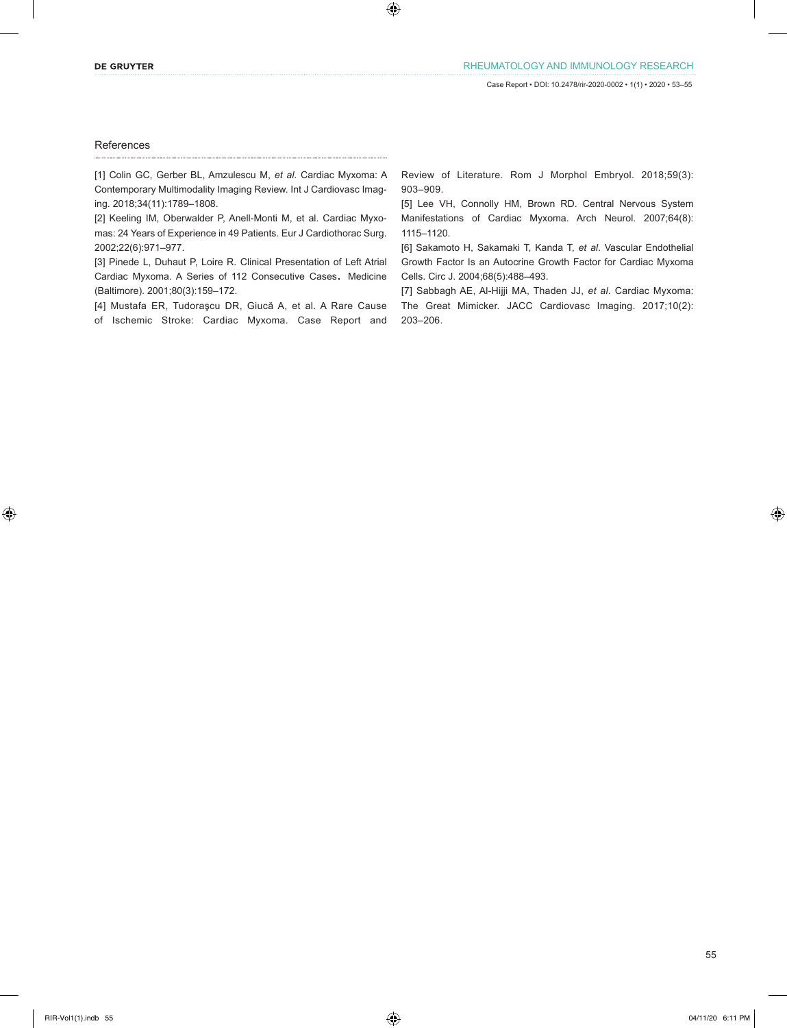## References

[1] Colin GC, Gerber BL, Amzulescu M, *et al.* Cardiac Myxoma: A Contemporary Multimodality Imaging Review. Int J Cardiovasc Imaging. 2018;34(11):1789–1808.

[2] Keeling IM, Oberwalder P, Anell-Monti M, et al. Cardiac Myxomas: 24 Years of Experience in 49 Patients. Eur J Cardiothorac Surg. 2002;22(6):971–977.

[3] Pinede L, Duhaut P, Loire R. Clinical Presentation of Left Atrial Cardiac Myxoma. A Series of 112 Consecutive Cases. Medicine (Baltimore). 2001;80(3):159–172.

[4] Mustafa ER, Tudoraşcu DR, Giucă A, et al. A Rare Cause of Ischemic Stroke: Cardiac Myxoma. Case Report and Review of Literature. Rom J Morphol Embryol. 2018;59(3): 903–909.

[5] Lee VH, Connolly HM, Brown RD. Central Nervous System Manifestations of Cardiac Myxoma. Arch Neurol. 2007;64(8): 1115–1120.

[6] Sakamoto H, Sakamaki T, Kanda T, *et al.* Vascular Endothelial Growth Factor Is an Autocrine Growth Factor for Cardiac Myxoma Cells. Circ J. 2004;68(5):488–493.

[7] Sabbagh AE, Al-Hijji MA, Thaden JJ, *et al.* Cardiac Myxoma: The Great Mimicker. JACC Cardiovasc Imaging. 2017;10(2): 203–206.